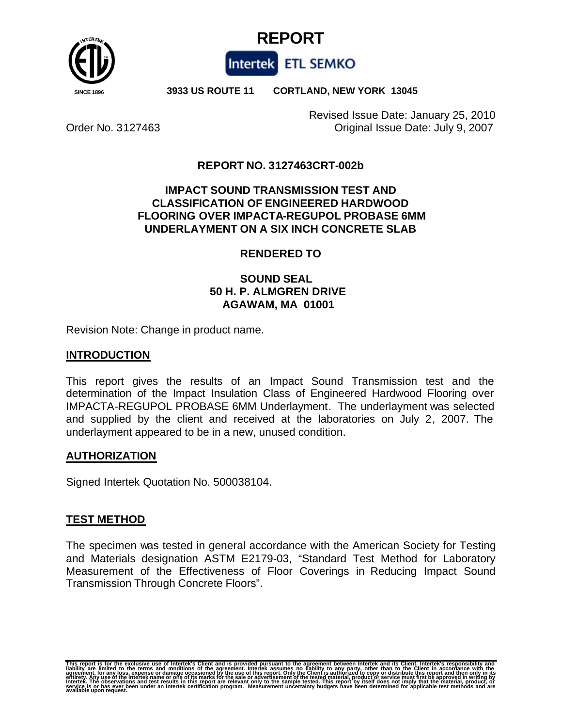# REPORT

**Intertek ETL SEMKO**

**3933 US ROUTE 11 CORTLAND, NEW YORK 13045**

Order No. 3127463

Revised Issue Date: January 25, 2010
Original Issue Date: July 9, 2007

**REPORT NO. 3127463CRT-002b**

**IMPACT SOUND TRANSMISSION TEST AND CLASSIFICATION OF ENGINEERED HARDWOOD FLOORING OVER IMPACTA-REGUPOL PROBASE 6MM UNDERLAYMENT ON A SIX INCH CONCRETE SLAB**

**RENDERED TO**

**SOUND SEAL**
**50 H. P. ALMGREN DRIVE**
**AGAWAM, MA 01001**

Revision Note: Change in product name.

## INTRODUCTION

This report gives the results of an Impact Sound Transmission test and the determination of the Impact Insulation Class of Engineered Hardwood Flooring over IMPACTA-REGUPOL PROBASE 6MM Underlayment. The underlayment was selected and supplied by the client and received at the laboratories on July 2, 2007. The underlayment appeared to be in a new, unused condition.

## AUTHORIZATION

Signed Intertek Quotation No. 500038104.

## TEST METHOD

The specimen was tested in general accordance with the American Society for Testing and Materials designation ASTM E2179-03, "Standard Test Method for Laboratory Measurement of the Effectiveness of Floor Coverings in Reducing Impact Sound Transmission Through Concrete Floors".

This report is for the exclusive use of Intertek's Client and is provided pursuant to the agreement between Intertek and its Client. Intertek's responsibility and liability are limited to the terms and conditions of the agreement. Intertek assumes no liability to any party, other than to the Client in accordance with the agreement, for any loss, expense or damage occasioned by the use of this report. Only the Client is authorized to copy or distribute this report and then only in its entirety. Any use of the Intertek name or one of its marks for the sale or advertisement of the tested material, product or service must first be approved in writing by Intertek. The observations and test results in this report are relevant only to the sample tested. This report by itself does not imply that the material, product, or service is or has ever been under an Intertek certification program. Measurement uncertainty budgets have been determined for applicable test methods and are available upon request.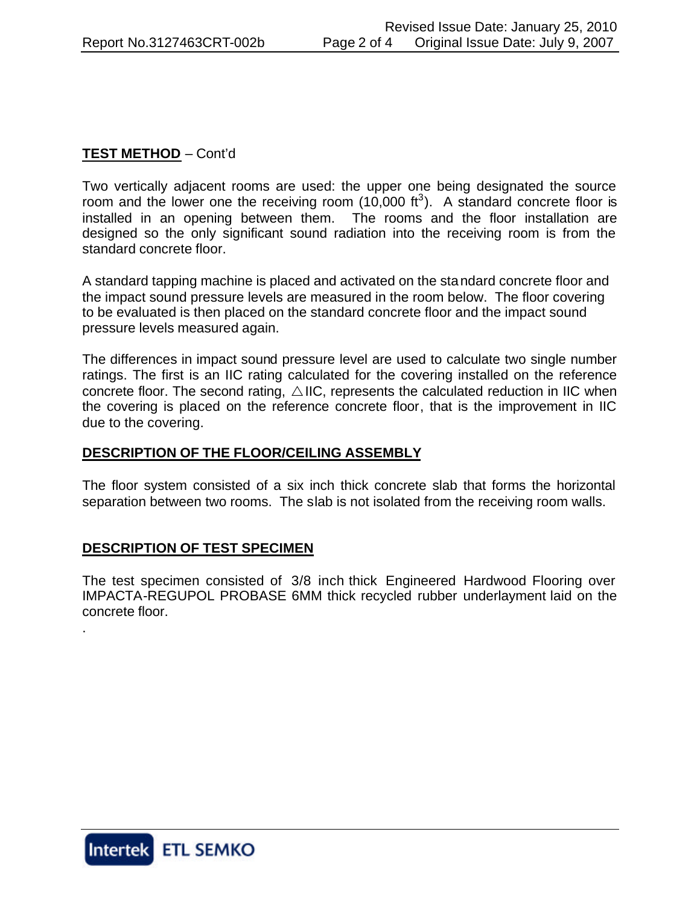**TEST METHOD** – Cont'd

Two vertically adjacent rooms are used: the upper one being designated the source room and the lower one the receiving room (10,000 $ft^3$). A standard concrete floor is installed in an opening between them. The rooms and the floor installation are designed so the only significant sound radiation into the receiving room is from the standard concrete floor.

A standard tapping machine is placed and activated on the standard concrete floor and the impact sound pressure levels are measured in the room below. The floor covering to be evaluated is then placed on the standard concrete floor and the impact sound pressure levels measured again.

The differences in impact sound pressure level are used to calculate two single number ratings. The first is an IIC rating calculated for the covering installed on the reference concrete floor. The second rating, △IIC, represents the calculated reduction in IIC when the covering is placed on the reference concrete floor, that is the improvement in IIC due to the covering.

**DESCRIPTION OF THE FLOOR/CEILING ASSEMBLY**

The floor system consisted of a six inch thick concrete slab that forms the horizontal separation between two rooms. The slab is not isolated from the receiving room walls.

**DESCRIPTION OF TEST SPECIMEN**

The test specimen consisted of 3/8 inch thick Engineered Hardwood Flooring over IMPACTA-REGUPOL PROBASE 6MM thick recycled rubber underlayment laid on the concrete floor.

.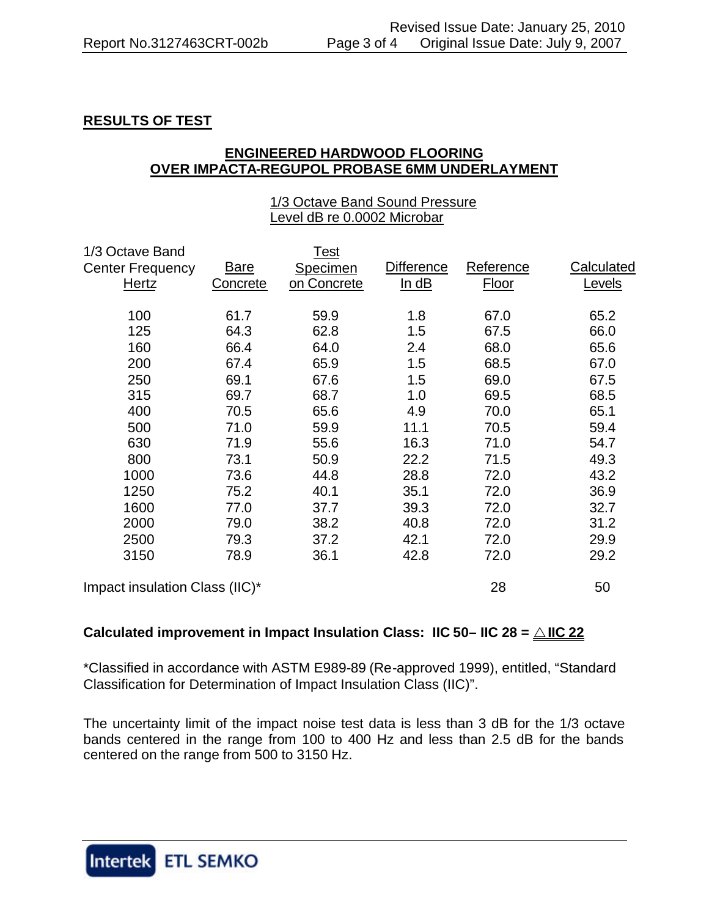## RESULTS OF TEST

### ENGINEERED HARDWOOD FLOORING OVER IMPACTA-REGUPOL PROBASE 6MM UNDERLAYMENT

| 1/3 Octave Band Center Frequency Hertz | Bare Concrete | Test Specimen on Concrete | Difference In dB | Reference Floor | Calculated Levels |
|---|---|---|---|---|---|
| | 1/3 Octave Band Sound Pressure Level dB re 0.0002 Microbar | | | | |
| 100 | 61.7 | 59.9 | 1.8 | 67.0 | 65.2 |
| 125 | 64.3 | 62.8 | 1.5 | 67.5 | 66.0 |
| 160 | 66.4 | 64.0 | 2.4 | 68.0 | 65.6 |
| 200 | 67.4 | 65.9 | 1.5 | 68.5 | 67.0 |
| 250 | 69.1 | 67.6 | 1.5 | 69.0 | 67.5 |
| 315 | 69.7 | 68.7 | 1.0 | 69.5 | 68.5 |
| 400 | 70.5 | 65.6 | 4.9 | 70.0 | 65.1 |
| 500 | 71.0 | 59.9 | 11.1 | 70.5 | 59.4 |
| 630 | 71.9 | 55.6 | 16.3 | 71.0 | 54.7 |
| 800 | 73.1 | 50.9 | 22.2 | 71.5 | 49.3 |
| 1000 | 73.6 | 44.8 | 28.8 | 72.0 | 43.2 |
| 1250 | 75.2 | 40.1 | 35.1 | 72.0 | 36.9 |
| 1600 | 77.0 | 37.7 | 39.3 | 72.0 | 32.7 |
| 2000 | 79.0 | 38.2 | 40.8 | 72.0 | 31.2 |
| 2500 | 79.3 | 37.2 | 42.1 | 72.0 | 29.9 |
| 3150 | 78.9 | 36.1 | 42.8 | 72.0 | 29.2 |
| Impact insulation Class (IIC)* | | | | 28 | 50 |

**Calculated improvement in Impact Insulation Class: IIC 50– IIC 28 = △IIC 22**

*Classified in accordance with ASTM E989-89 (Re-approved 1999), entitled, "Standard Classification for Determination of Impact Insulation Class (IIC)".

The uncertainty limit of the impact noise test data is less than 3 dB for the 1/3 octave bands centered in the range from 100 to 400 Hz and less than 2.5 dB for the bands centered on the range from 500 to 3150 Hz.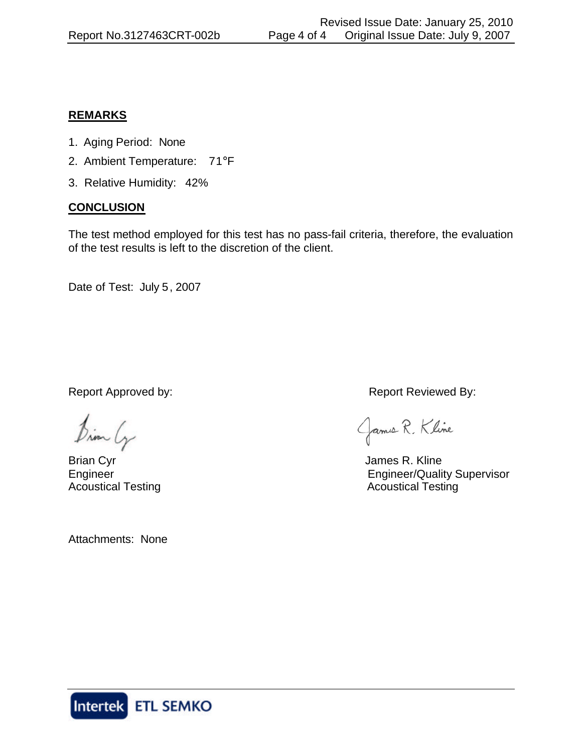## REMARKS

1. Aging Period: None
2. Ambient Temperature: 71°F
3. Relative Humidity: 42%

## CONCLUSION

The test method employed for this test has no pass-fail criteria, therefore, the evaluation of the test results is left to the discretion of the client.

Date of Test: July 5, 2007

Report Approved by:

Brian Cyr
Engineer
Acoustical Testing

Report Reviewed By:

James R. Kline
Engineer/Quality Supervisor
Acoustical Testing

Attachments: None